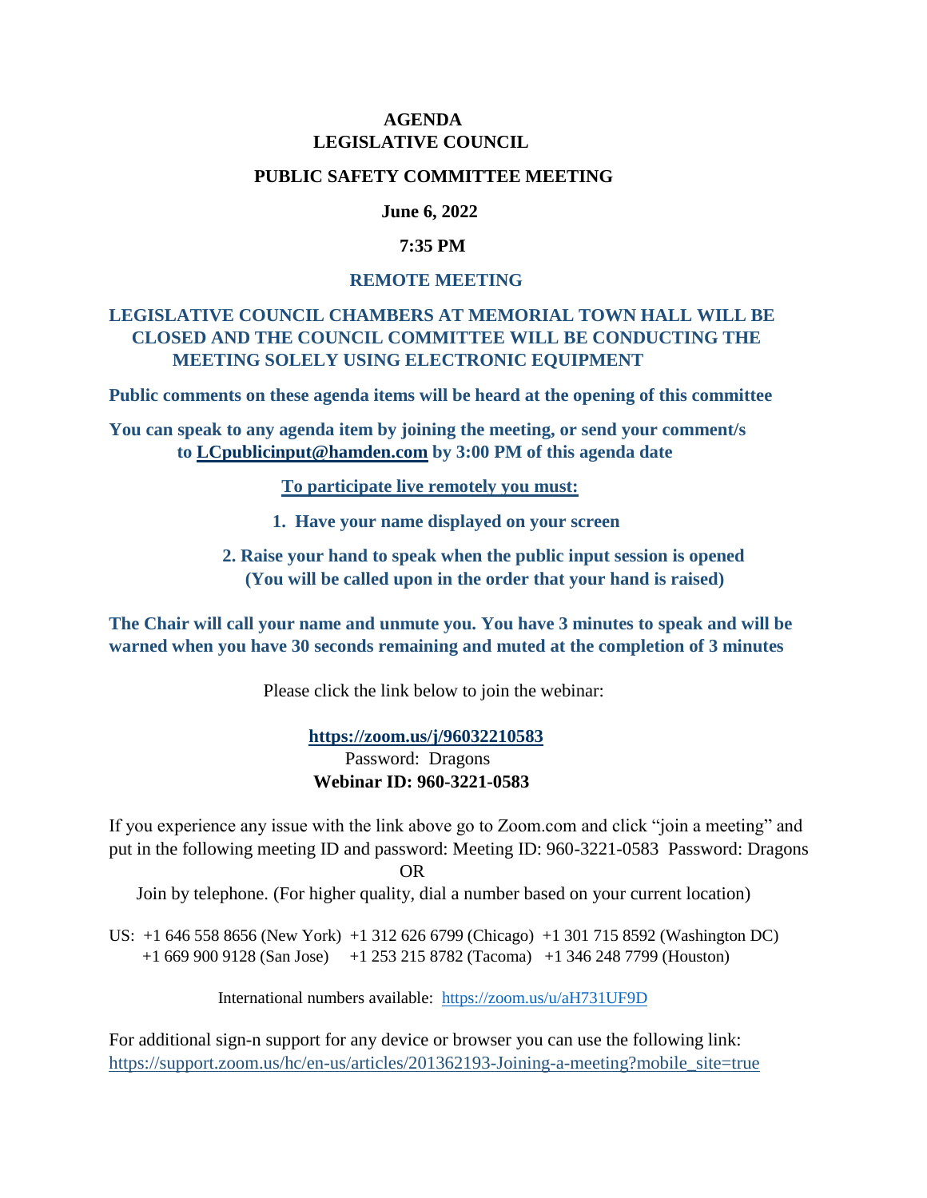# AGENDA
# LEGISLATIVE COUNCIL

## PUBLIC SAFETY COMMITTEE MEETING

**June 6, 2022**

**7:35 PM**

**REMOTE MEETING**

**LEGISLATIVE COUNCIL CHAMBERS AT MEMORIAL TOWN HALL WILL BE CLOSED AND THE COUNCIL COMMITTEE WILL BE CONDUCTING THE MEETING SOLELY USING ELECTRONIC EQUIPMENT**

**Public comments on these agenda items will be heard at the opening of this committee**

**You can speak to any agenda item by joining the meeting, or send your comment/s to LCpublicinput@hamden.com by 3:00 PM of this agenda date**

**To participate live remotely you must:**

1. **Have your name displayed on your screen**
2. **Raise your hand to speak when the public input session is opened (You will be called upon in the order that your hand is raised)**

**The Chair will call your name and unmute you. You have 3 minutes to speak and will be warned when you have 30 seconds remaining and muted at the completion of 3 minutes**

Please click the link below to join the webinar:

**https://zoom.us/j/96032210583**
Password: Dragons
**Webinar ID: 960-3221-0583**

If you experience any issue with the link above go to Zoom.com and click "join a meeting" and put in the following meeting ID and password: Meeting ID: 960-3221-0583 Password: Dragons

OR

Join by telephone. (For higher quality, dial a number based on your current location)

US: +1 646 558 8656 (New York) +1 312 626 6799 (Chicago) +1 301 715 8592 (Washington DC)
+1 669 900 9128 (San Jose) +1 253 215 8782 (Tacoma) +1 346 248 7799 (Houston)

International numbers available: https://zoom.us/u/aH731UF9D

For additional sign-n support for any device or browser you can use the following link:
https://support.zoom.us/hc/en-us/articles/201362193-Joining-a-meeting?mobile_site=true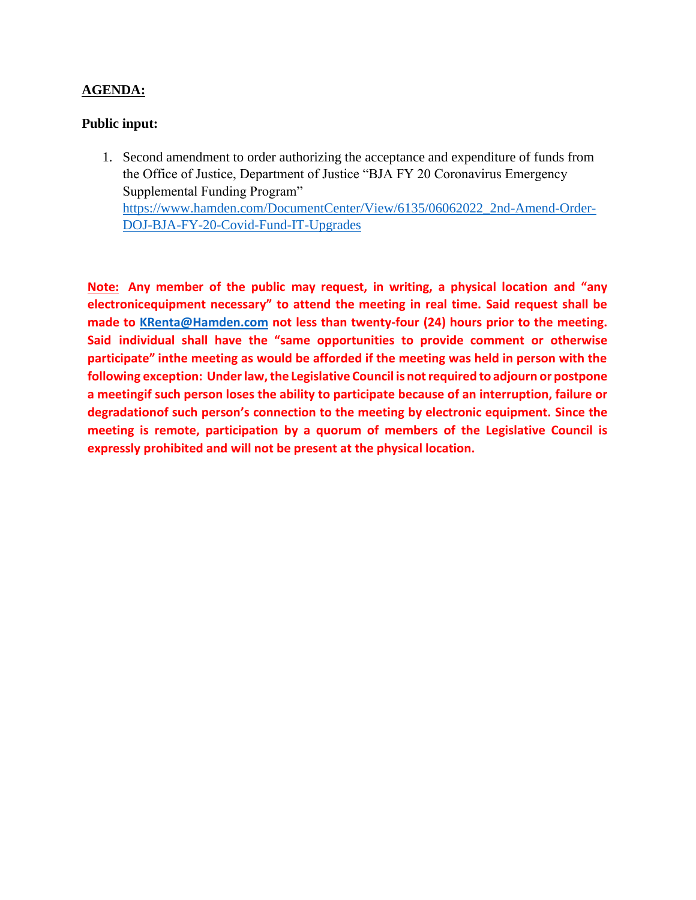**AGENDA:**

**Public input:**

1. Second amendment to order authorizing the acceptance and expenditure of funds from the Office of Justice, Department of Justice "BJA FY 20 Coronavirus Emergency Supplemental Funding Program" https://www.hamden.com/DocumentCenter/View/6135/06062022_2nd-Amend-Order-DOJ-BJA-FY-20-Covid-Fund-IT-Upgrades

**Note: Any member of the public may request, in writing, a physical location and "any electronicequipment necessary" to attend the meeting in real time. Said request shall be made to KRenta@Hamden.com not less than twenty-four (24) hours prior to the meeting. Said individual shall have the "same opportunities to provide comment or otherwise participate" inthe meeting as would be afforded if the meeting was held in person with the following exception: Under law, the Legislative Council is not required to adjourn or postpone a meetingif such person loses the ability to participate because of an interruption, failure or degradationof such person's connection to the meeting by electronic equipment. Since the meeting is remote, participation by a quorum of members of the Legislative Council is expressly prohibited and will not be present at the physical location.**